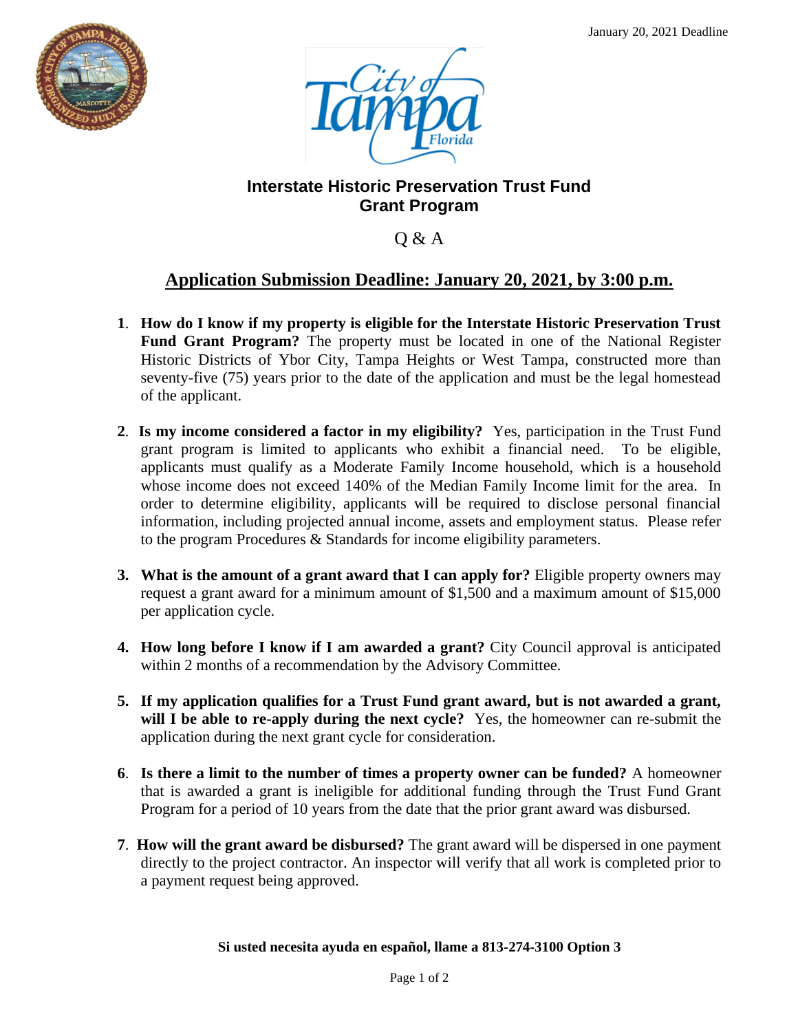January 20, 2021 Deadline

# Interstate Historic Preservation Trust Fund Grant Program

Q & A

**Application Submission Deadline: January 20, 2021, by 3:00 p.m.**

1. **How do I know if my property is eligible for the Interstate Historic Preservation Trust Fund Grant Program?** The property must be located in one of the National Register Historic Districts of Ybor City, Tampa Heights or West Tampa, constructed more than seventy-five (75) years prior to the date of the application and must be the legal homestead of the applicant.

2. **Is my income considered a factor in my eligibility?** Yes, participation in the Trust Fund grant program is limited to applicants who exhibit a financial need. To be eligible, applicants must qualify as a Moderate Family Income household, which is a household whose income does not exceed 140% of the Median Family Income limit for the area. In order to determine eligibility, applicants will be required to disclose personal financial information, including projected annual income, assets and employment status. Please refer to the program Procedures & Standards for income eligibility parameters.

3. **What is the amount of a grant award that I can apply for?** Eligible property owners may request a grant award for a minimum amount of $1,500 and a maximum amount of $15,000 per application cycle.

4. **How long before I know if I am awarded a grant?** City Council approval is anticipated within 2 months of a recommendation by the Advisory Committee.

5. **If my application qualifies for a Trust Fund grant award, but is not awarded a grant, will I be able to re-apply during the next cycle?** Yes, the homeowner can re-submit the application during the next grant cycle for consideration.

6. **Is there a limit to the number of times a property owner can be funded?** A homeowner that is awarded a grant is ineligible for additional funding through the Trust Fund Grant Program for a period of 10 years from the date that the prior grant award was disbursed.

7. **How will the grant award be disbursed?** The grant award will be dispersed in one payment directly to the project contractor. An inspector will verify that all work is completed prior to a payment request being approved.

**Si usted necesita ayuda en español, llame a 813-274-3100 Option 3**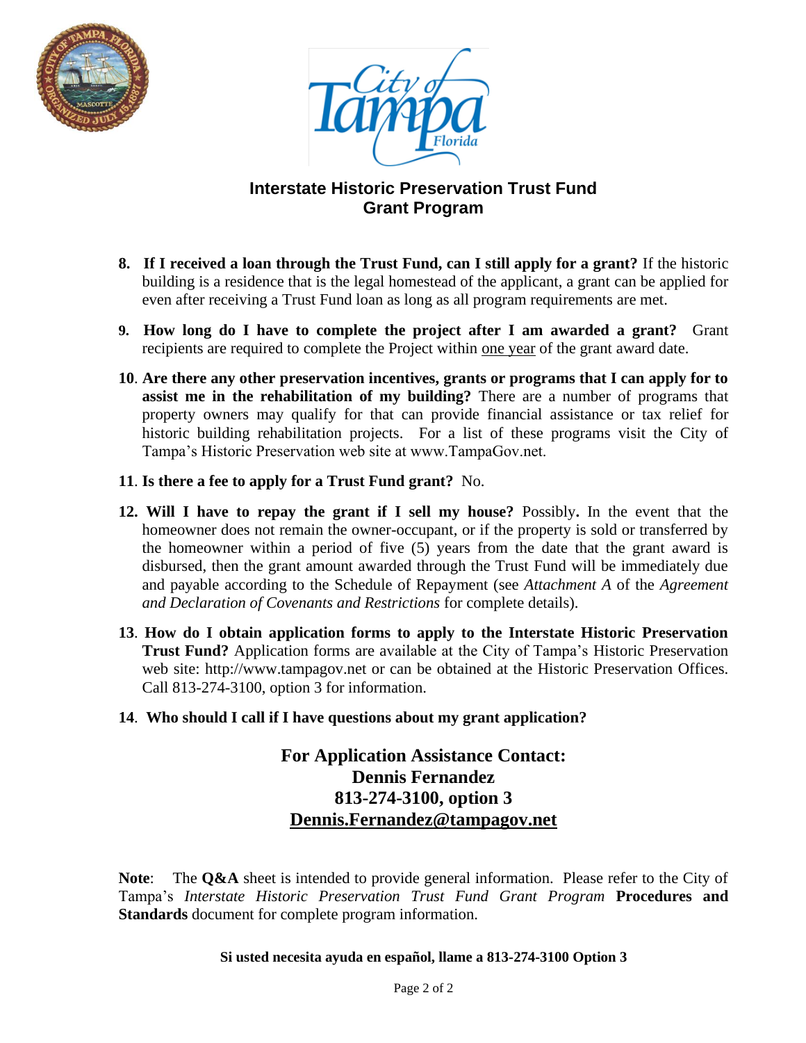## Interstate Historic Preservation Trust Fund Grant Program

8. **If I received a loan through the Trust Fund, can I still apply for a grant?** If the historic building is a residence that is the legal homestead of the applicant, a grant can be applied for even after receiving a Trust Fund loan as long as all program requirements are met.

9. **How long do I have to complete the project after I am awarded a grant?** Grant recipients are required to complete the Project within <u>one year</u> of the grant award date.

10. **Are there any other preservation incentives, grants or programs that I can apply for to assist me in the rehabilitation of my building?** There are a number of programs that property owners may qualify for that can provide financial assistance or tax relief for historic building rehabilitation projects. For a list of these programs visit the City of Tampa's Historic Preservation web site at www.TampaGov.net.

11. **Is there a fee to apply for a Trust Fund grant?** No.

12. **Will I have to repay the grant if I sell my house?** Possibly**.** In the event that the homeowner does not remain the owner-occupant, or if the property is sold or transferred by the homeowner within a period of five (5) years from the date that the grant award is disbursed, then the grant amount awarded through the Trust Fund will be immediately due and payable according to the Schedule of Repayment (see *Attachment A* of the *Agreement and Declaration of Covenants and Restrictions* for complete details).

13. **How do I obtain application forms to apply to the Interstate Historic Preservation Trust Fund?** Application forms are available at the City of Tampa's Historic Preservation web site: http://www.tampagov.net or can be obtained at the Historic Preservation Offices. Call 813-274-3100, option 3 for information.

14. **Who should I call if I have questions about my grant application?**

**For Application Assistance Contact:**
**Dennis Fernandez**
**813-274-3100, option 3**
**<u>Dennis.Fernandez@tampagov.net</u>**

**Note**: The **Q&A** sheet is intended to provide general information. Please refer to the City of Tampa's *Interstate Historic Preservation Trust Fund Grant Program* **Procedures and Standards** document for complete program information.

**Si usted necesita ayuda en español, llame a 813-274-3100 Option 3**